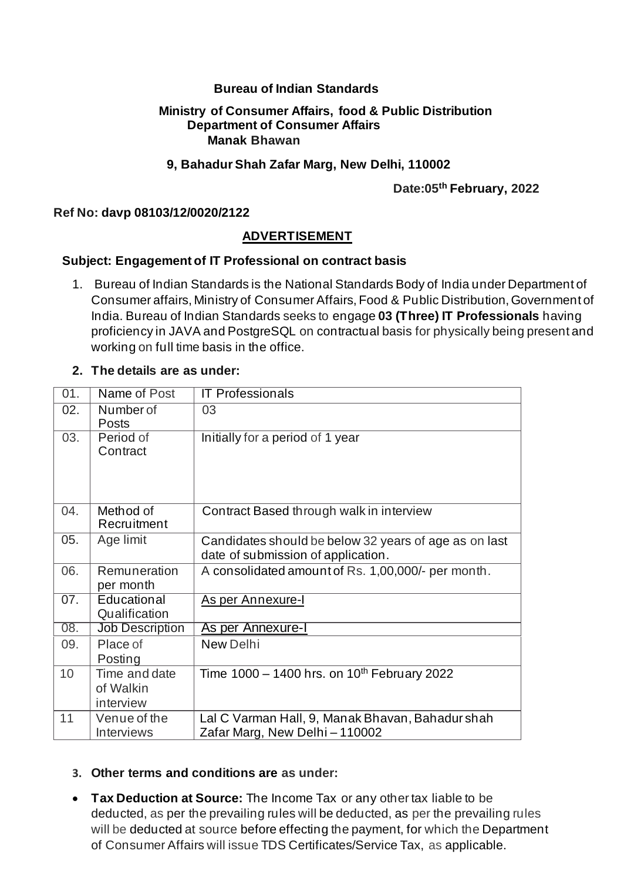**Bureau of Indian Standards**

**Ministry of Consumer Affairs, food & Public Distribution**
**Department of Consumer Affairs**
**Manak Bhawan**

**9, Bahadur Shah Zafar Marg, New Delhi, 110002**

**Date:05th February, 2022**

**Ref No: davp 08103/12/0020/2122**

## ADVERTISEMENT

**Subject: Engagement of IT Professional on contract basis**

1. Bureau of Indian Standards is the National Standards Body of India under Department of Consumer affairs, Ministry of Consumer Affairs, Food & Public Distribution, Government of India. Bureau of Indian Standards seeks to engage **03 (Three) IT Professionals** having proficiency in JAVA and PostgreSQL on contractual basis for physically being present and working on full time basis in the office.

2. **The details are as under:**

| | | |
|---|---|---|
| 01. | Name of Post | IT Professionals |
| 02. | Number of Posts | 03 |
| 03. | Period of Contract | Initially for a period of 1 year |
| 04. | Method of Recruitment | Contract Based through walk in interview |
| 05. | Age limit | Candidates should be below 32 years of age as on last date of submission of application. |
| 06. | Remuneration per month | A consolidated amount of Rs. 1,00,000/- per month. |
| 07. | Educational Qualification | As per Annexure-I |
| 08. | Job Description | As per Annexure-I |
| 09. | Place of Posting | New Delhi |
| 10 | Time and date of Walkin interview | Time 1000 – 1400 hrs. on 10th February 2022 |
| 11 | Venue of the Interviews | Lal C Varman Hall, 9, Manak Bhavan, Bahadur shah Zafar Marg, New Delhi – 110002 |

3. **Other terms and conditions are as under:**

- **Tax Deduction at Source:** The Income Tax or any other tax liable to be deducted, as per the prevailing rules will be deducted, as per the prevailing rules will be deducted at source before effecting the payment, for which the Department of Consumer Affairs will issue TDS Certificates/Service Tax, as applicable.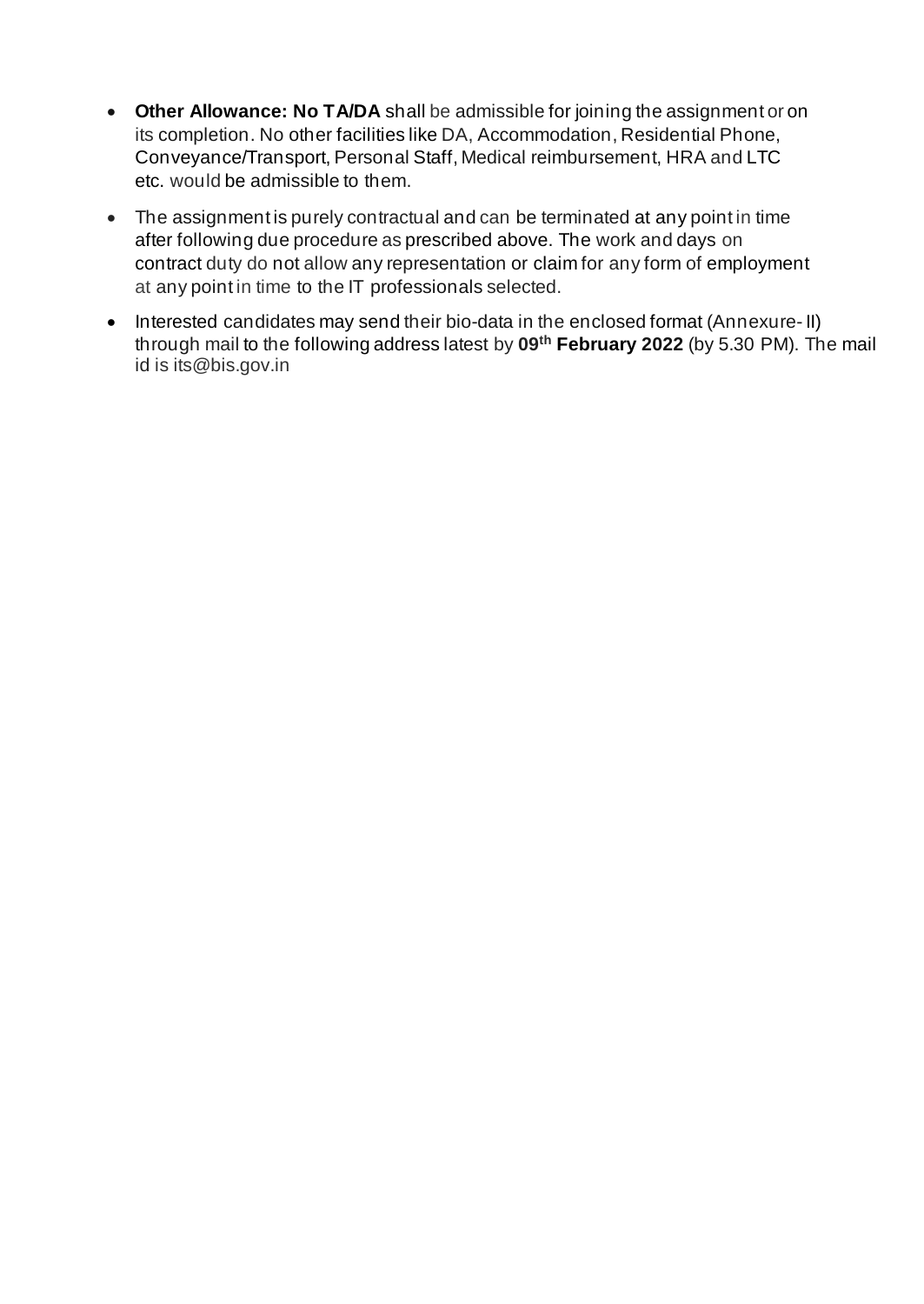- **Other Allowance: No TA/DA** shall be admissible for joining the assignment or on its completion. No other facilities like DA, Accommodation, Residential Phone, Conveyance/Transport, Personal Staff, Medical reimbursement, HRA and LTC etc. would be admissible to them.
- The assignment is purely contractual and can be terminated at any point in time after following due procedure as prescribed above. The work and days on contract duty do not allow any representation or claim for any form of employment at any point in time to the IT professionals selected.
- Interested candidates may send their bio-data in the enclosed format (Annexure- II) through mail to the following address latest by **09th February 2022** (by 5.30 PM). The mail id is its@bis.gov.in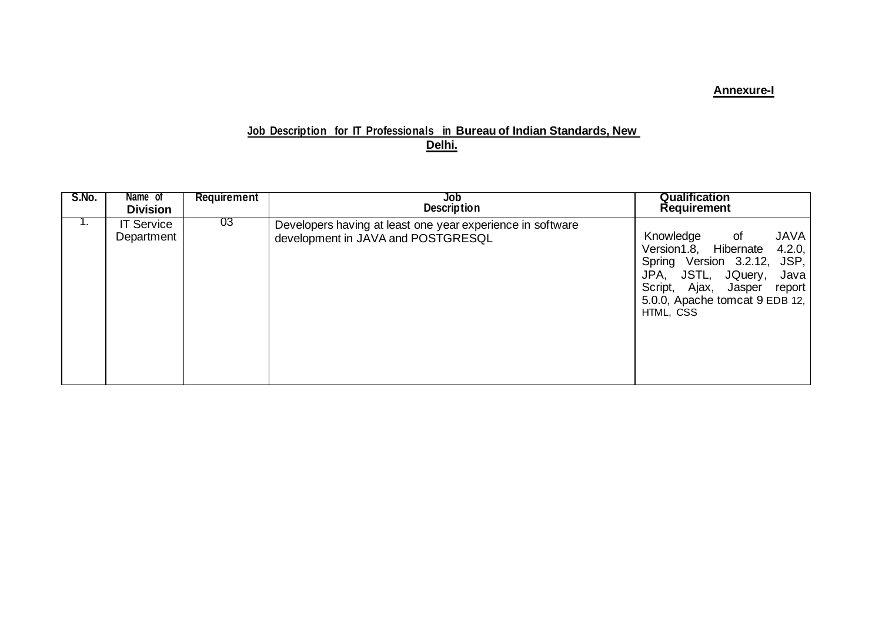**Annexure-I**

**Job Description for IT Professionals in Bureau of Indian Standards, New Delhi.**

| S.No. | Name of Division | Requirement | Job Description | Qualification Requirement |
|---|---|---|---|---|
| 1. | IT Service Department | 03 | Developers having at least one year experience in software development in JAVA and POSTGRESQL | Knowledge of JAVA Version1.8, Hibernate 4.2.0, Spring Version 3.2.12, JSP, JPA, JSTL, JQuery, Java Script, Ajax, Jasper report 5.0.0, Apache tomcat 9 EDB 12, HTML, CSS |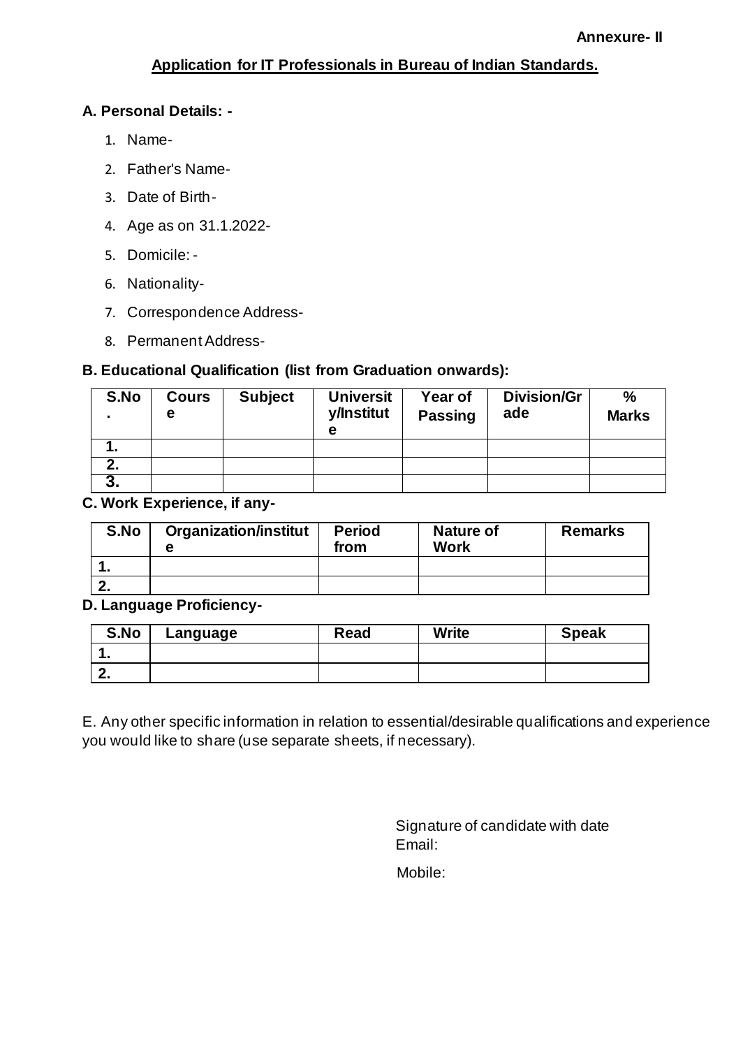**Annexure- II**

## Application for IT Professionals in Bureau of Indian Standards.

### A. Personal Details: -

1. Name-
2. Father's Name-
3. Date of Birth-
4. Age as on 31.1.2022-
5. Domicile: -
6. Nationality-
7. Correspondence Address-
8. Permanent Address-

### B. Educational Qualification (list from Graduation onwards):

| S.No. | Course | Subject | University/Institute | Year of Passing | Division/Grade | % Marks |
|---|---|---|---|---|---|---|
| 1. | | | | | | |
| 2. | | | | | | |
| 3. | | | | | | |

### C. Work Experience, if any-

| S.No | Organization/institute | Period from | Nature of Work | Remarks |
|---|---|---|---|---|
| 1. | | | | |
| 2. | | | | |

### D. Language Proficiency-

| S.No | Language | Read | Write | Speak |
|---|---|---|---|---|
| 1. | | | | |
| 2. | | | | |

E. Any other specific information in relation to essential/desirable qualifications and experience you would like to share (use separate sheets, if necessary).

Signature of candidate with date
Email:

Mobile: